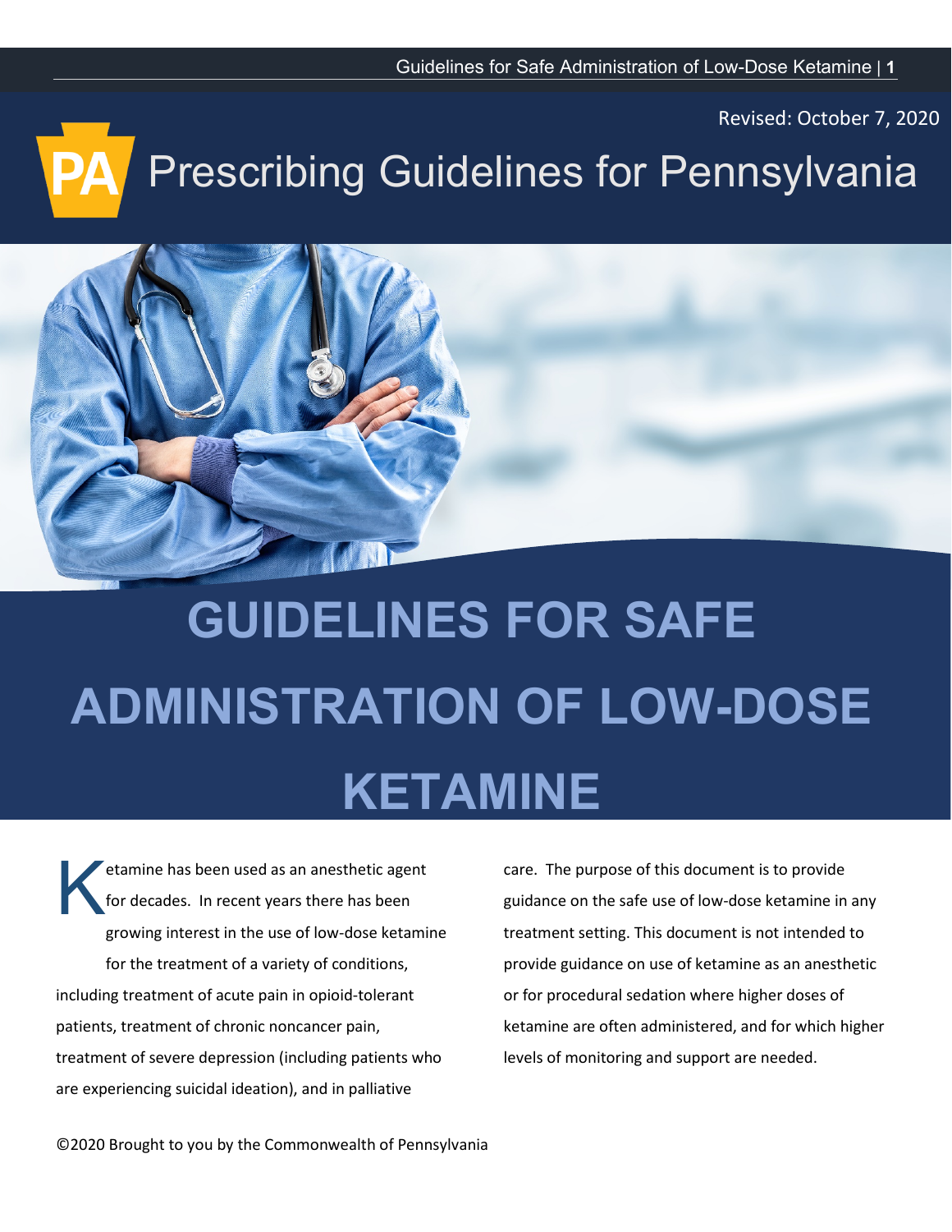Revised: October 7, 2020

# Prescribing Guidelines for Pennsylvania

# GUIDELINES FOR SAFE ADMINISTRATION OF LOW-DOSE KETAMINE

Ketamine has been used as an anesthetic agent for decades. In recent years there has been growing interest in the use of low-dose ketamine for the treatment of a variety of conditions, including treatment of acute pain in opioid-tolerant patients, treatment of chronic noncancer pain, treatment of severe depression (including patients who are experiencing suicidal ideation), and in palliative care. The purpose of this document is to provide guidance on the safe use of low-dose ketamine in any treatment setting. This document is not intended to provide guidance on use of ketamine as an anesthetic or for procedural sedation where higher doses of ketamine are often administered, and for which higher levels of monitoring and support are needed.

©2020 Brought to you by the Commonwealth of Pennsylvania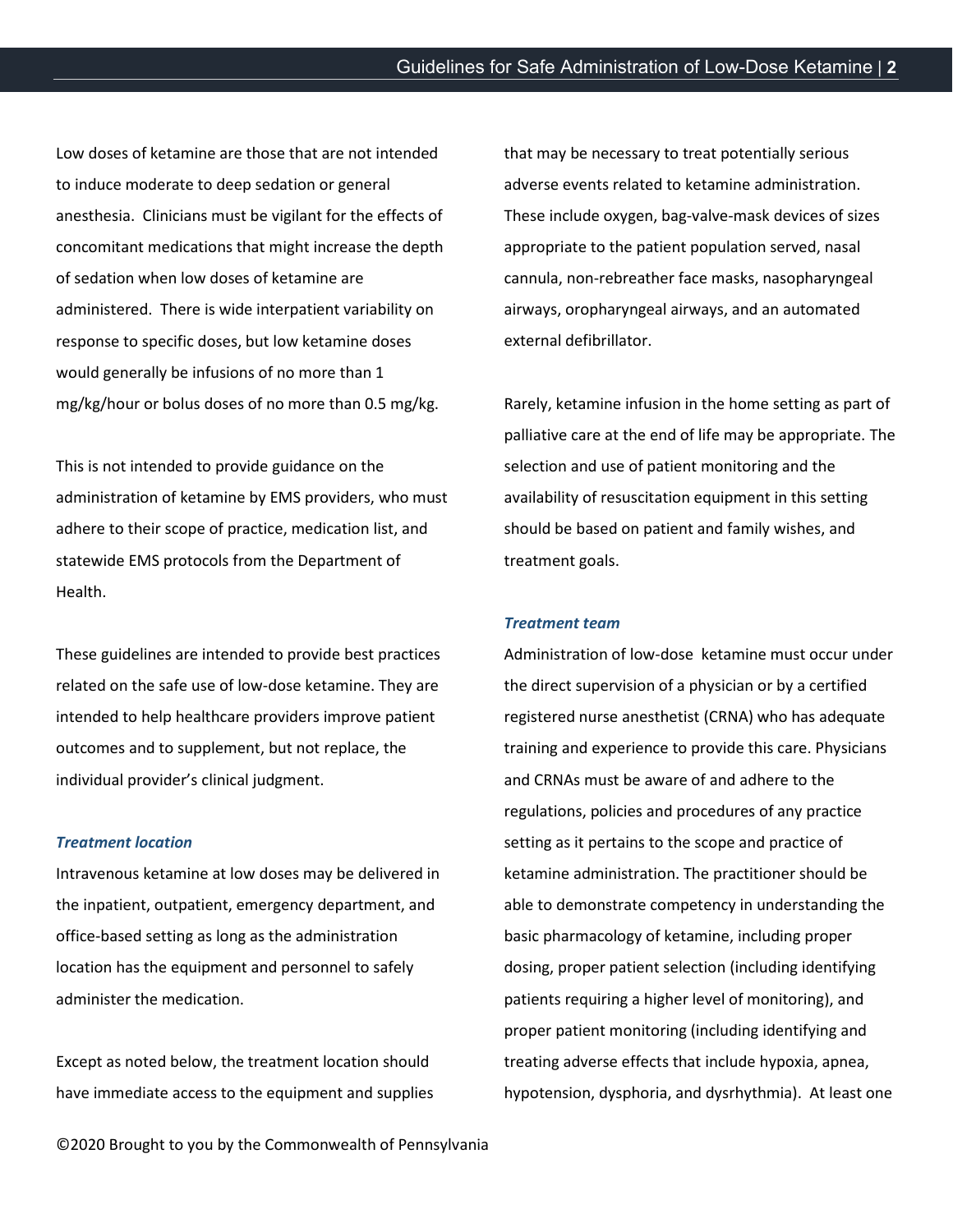Low doses of ketamine are those that are not intended to induce moderate to deep sedation or general anesthesia. Clinicians must be vigilant for the effects of concomitant medications that might increase the depth of sedation when low doses of ketamine are administered. There is wide interpatient variability on response to specific doses, but low ketamine doses would generally be infusions of no more than 1 mg/kg/hour or bolus doses of no more than 0.5 mg/kg.

This is not intended to provide guidance on the administration of ketamine by EMS providers, who must adhere to their scope of practice, medication list, and statewide EMS protocols from the Department of Health.

These guidelines are intended to provide best practices related on the safe use of low-dose ketamine. They are intended to help healthcare providers improve patient outcomes and to supplement, but not replace, the individual provider's clinical judgment.

### *Treatment location*

Intravenous ketamine at low doses may be delivered in the inpatient, outpatient, emergency department, and office-based setting as long as the administration location has the equipment and personnel to safely administer the medication.

Except as noted below, the treatment location should have immediate access to the equipment and supplies that may be necessary to treat potentially serious adverse events related to ketamine administration. These include oxygen, bag-valve-mask devices of sizes appropriate to the patient population served, nasal cannula, non-rebreather face masks, nasopharyngeal airways, oropharyngeal airways, and an automated external defibrillator.

Rarely, ketamine infusion in the home setting as part of palliative care at the end of life may be appropriate. The selection and use of patient monitoring and the availability of resuscitation equipment in this setting should be based on patient and family wishes, and treatment goals.

### *Treatment team*

Administration of low-dose ketamine must occur under the direct supervision of a physician or by a certified registered nurse anesthetist (CRNA) who has adequate training and experience to provide this care. Physicians and CRNAs must be aware of and adhere to the regulations, policies and procedures of any practice setting as it pertains to the scope and practice of ketamine administration. The practitioner should be able to demonstrate competency in understanding the basic pharmacology of ketamine, including proper dosing, proper patient selection (including identifying patients requiring a higher level of monitoring), and proper patient monitoring (including identifying and treating adverse effects that include hypoxia, apnea, hypotension, dysphoria, and dysrhythmia). At least one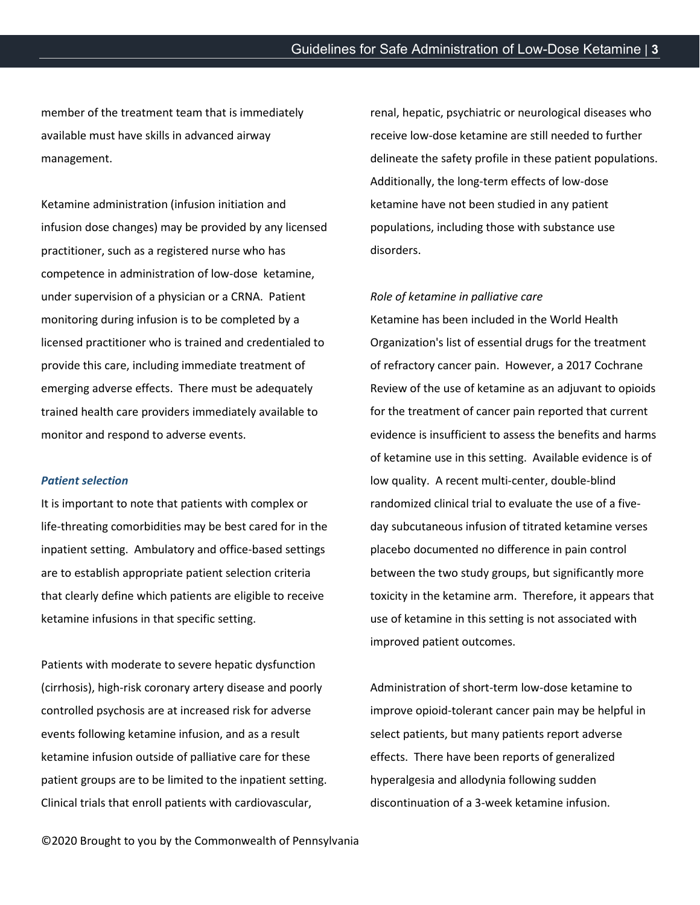member of the treatment team that is immediately available must have skills in advanced airway management.

Ketamine administration (infusion initiation and infusion dose changes) may be provided by any licensed practitioner, such as a registered nurse who has competence in administration of low-dose ketamine, under supervision of a physician or a CRNA. Patient monitoring during infusion is to be completed by a licensed practitioner who is trained and credentialed to provide this care, including immediate treatment of emerging adverse effects. There must be adequately trained health care providers immediately available to monitor and respond to adverse events.

***Patient selection***

It is important to note that patients with complex or life-threating comorbidities may be best cared for in the inpatient setting. Ambulatory and office-based settings are to establish appropriate patient selection criteria that clearly define which patients are eligible to receive ketamine infusions in that specific setting.

Patients with moderate to severe hepatic dysfunction (cirrhosis), high-risk coronary artery disease and poorly controlled psychosis are at increased risk for adverse events following ketamine infusion, and as a result ketamine infusion outside of palliative care for these patient groups are to be limited to the inpatient setting. Clinical trials that enroll patients with cardiovascular, renal, hepatic, psychiatric or neurological diseases who receive low-dose ketamine are still needed to further delineate the safety profile in these patient populations. Additionally, the long-term effects of low-dose ketamine have not been studied in any patient populations, including those with substance use disorders.

*Role of ketamine in palliative care*

Ketamine has been included in the World Health Organization's list of essential drugs for the treatment of refractory cancer pain. However, a 2017 Cochrane Review of the use of ketamine as an adjuvant to opioids for the treatment of cancer pain reported that current evidence is insufficient to assess the benefits and harms of ketamine use in this setting. Available evidence is of low quality. A recent multi-center, double-blind randomized clinical trial to evaluate the use of a five-day subcutaneous infusion of titrated ketamine verses placebo documented no difference in pain control between the two study groups, but significantly more toxicity in the ketamine arm. Therefore, it appears that use of ketamine in this setting is not associated with improved patient outcomes.

Administration of short-term low-dose ketamine to improve opioid-tolerant cancer pain may be helpful in select patients, but many patients report adverse effects. There have been reports of generalized hyperalgesia and allodynia following sudden discontinuation of a 3-week ketamine infusion.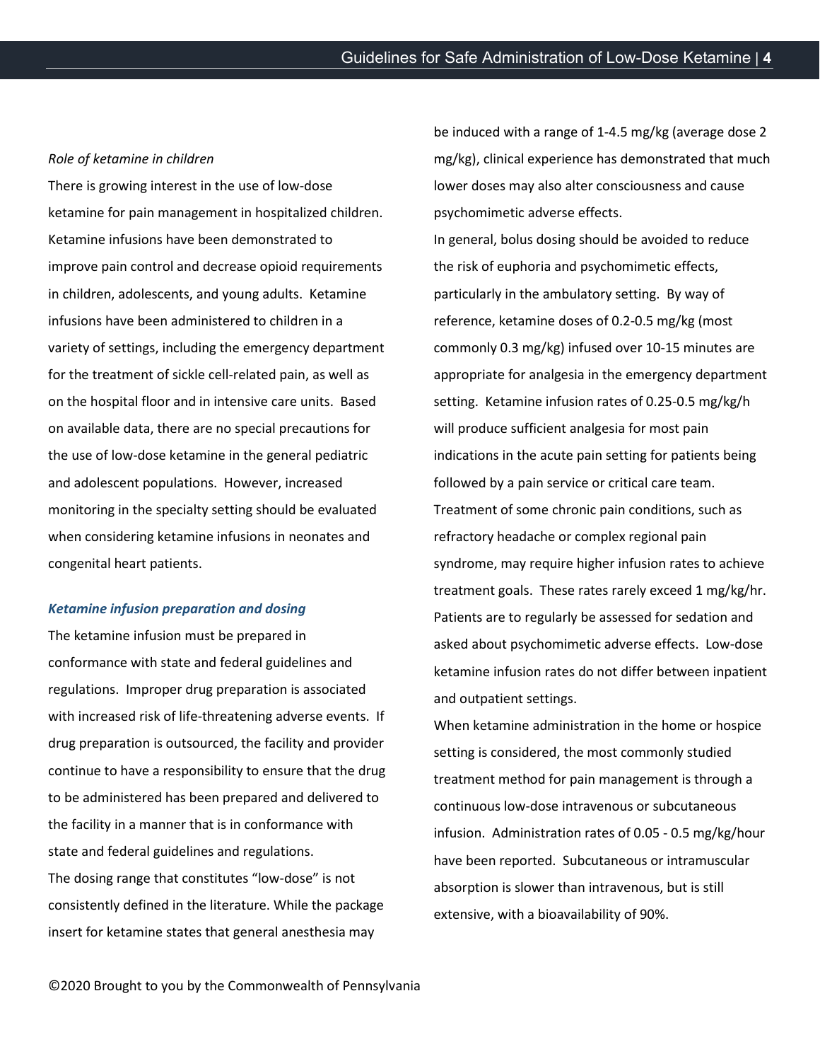*Role of ketamine in children*

There is growing interest in the use of low-dose ketamine for pain management in hospitalized children. Ketamine infusions have been demonstrated to improve pain control and decrease opioid requirements in children, adolescents, and young adults. Ketamine infusions have been administered to children in a variety of settings, including the emergency department for the treatment of sickle cell-related pain, as well as on the hospital floor and in intensive care units. Based on available data, there are no special precautions for the use of low-dose ketamine in the general pediatric and adolescent populations. However, increased monitoring in the specialty setting should be evaluated when considering ketamine infusions in neonates and congenital heart patients.

### *Ketamine infusion preparation and dosing*

The ketamine infusion must be prepared in conformance with state and federal guidelines and regulations. Improper drug preparation is associated with increased risk of life-threatening adverse events. If drug preparation is outsourced, the facility and provider continue to have a responsibility to ensure that the drug to be administered has been prepared and delivered to the facility in a manner that is in conformance with state and federal guidelines and regulations.

The dosing range that constitutes "low-dose" is not consistently defined in the literature. While the package insert for ketamine states that general anesthesia may be induced with a range of 1-4.5 mg/kg (average dose 2 mg/kg), clinical experience has demonstrated that much lower doses may also alter consciousness and cause psychomimetic adverse effects.

In general, bolus dosing should be avoided to reduce the risk of euphoria and psychomimetic effects, particularly in the ambulatory setting. By way of reference, ketamine doses of 0.2-0.5 mg/kg (most commonly 0.3 mg/kg) infused over 10-15 minutes are appropriate for analgesia in the emergency department setting. Ketamine infusion rates of 0.25-0.5 mg/kg/h will produce sufficient analgesia for most pain indications in the acute pain setting for patients being followed by a pain service or critical care team. Treatment of some chronic pain conditions, such as refractory headache or complex regional pain syndrome, may require higher infusion rates to achieve treatment goals. These rates rarely exceed 1 mg/kg/hr. Patients are to regularly be assessed for sedation and asked about psychomimetic adverse effects. Low-dose ketamine infusion rates do not differ between inpatient and outpatient settings.

When ketamine administration in the home or hospice setting is considered, the most commonly studied treatment method for pain management is through a continuous low-dose intravenous or subcutaneous infusion. Administration rates of 0.05 - 0.5 mg/kg/hour have been reported. Subcutaneous or intramuscular absorption is slower than intravenous, but is still extensive, with a bioavailability of 90%.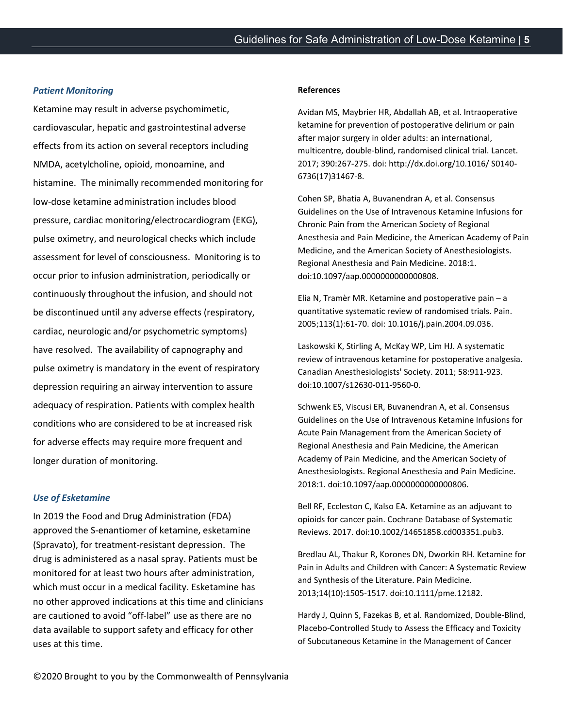### *Patient Monitoring*

Ketamine may result in adverse psychomimetic, cardiovascular, hepatic and gastrointestinal adverse effects from its action on several receptors including NMDA, acetylcholine, opioid, monoamine, and histamine. The minimally recommended monitoring for low-dose ketamine administration includes blood pressure, cardiac monitoring/electrocardiogram (EKG), pulse oximetry, and neurological checks which include assessment for level of consciousness. Monitoring is to occur prior to infusion administration, periodically or continuously throughout the infusion, and should not be discontinued until any adverse effects (respiratory, cardiac, neurologic and/or psychometric symptoms) have resolved. The availability of capnography and pulse oximetry is mandatory in the event of respiratory depression requiring an airway intervention to assure adequacy of respiration. Patients with complex health conditions who are considered to be at increased risk for adverse effects may require more frequent and longer duration of monitoring.

### *Use of Esketamine*

In 2019 the Food and Drug Administration (FDA) approved the S-enantiomer of ketamine, esketamine (Spravato), for treatment-resistant depression. The drug is administered as a nasal spray. Patients must be monitored for at least two hours after administration, which must occur in a medical facility. Esketamine has no other approved indications at this time and clinicians are cautioned to avoid "off-label" use as there are no data available to support safety and efficacy for other uses at this time.

©2020 Brought to you by the Commonwealth of Pennsylvania

**References**

Avidan MS, Maybrier HR, Abdallah AB, et al. Intraoperative ketamine for prevention of postoperative delirium or pain after major surgery in older adults: an international, multicentre, double-blind, randomised clinical trial. Lancet. 2017; 390:267-275. doi: http://dx.doi.org/10.1016/ S0140-6736(17)31467-8.

Cohen SP, Bhatia A, Buvanendran A, et al. Consensus Guidelines on the Use of Intravenous Ketamine Infusions for Chronic Pain from the American Society of Regional Anesthesia and Pain Medicine, the American Academy of Pain Medicine, and the American Society of Anesthesiologists. Regional Anesthesia and Pain Medicine. 2018:1. doi:10.1097/aap.0000000000000808.

Elia N, Tramèr MR. Ketamine and postoperative pain – a quantitative systematic review of randomised trials. Pain. 2005;113(1):61-70. doi: 10.1016/j.pain.2004.09.036.

Laskowski K, Stirling A, McKay WP, Lim HJ. A systematic review of intravenous ketamine for postoperative analgesia. Canadian Anesthesiologists' Society. 2011; 58:911-923. doi:10.1007/s12630-011-9560-0.

Schwenk ES, Viscusi ER, Buvanendran A, et al. Consensus Guidelines on the Use of Intravenous Ketamine Infusions for Acute Pain Management from the American Society of Regional Anesthesia and Pain Medicine, the American Academy of Pain Medicine, and the American Society of Anesthesiologists. Regional Anesthesia and Pain Medicine. 2018:1. doi:10.1097/aap.0000000000000806.

Bell RF, Eccleston C, Kalso EA. Ketamine as an adjuvant to opioids for cancer pain. Cochrane Database of Systematic Reviews. 2017. doi:10.1002/14651858.cd003351.pub3.

Bredlau AL, Thakur R, Korones DN, Dworkin RH. Ketamine for Pain in Adults and Children with Cancer: A Systematic Review and Synthesis of the Literature. Pain Medicine. 2013;14(10):1505-1517. doi:10.1111/pme.12182.

Hardy J, Quinn S, Fazekas B, et al. Randomized, Double-Blind, Placebo-Controlled Study to Assess the Efficacy and Toxicity of Subcutaneous Ketamine in the Management of Cancer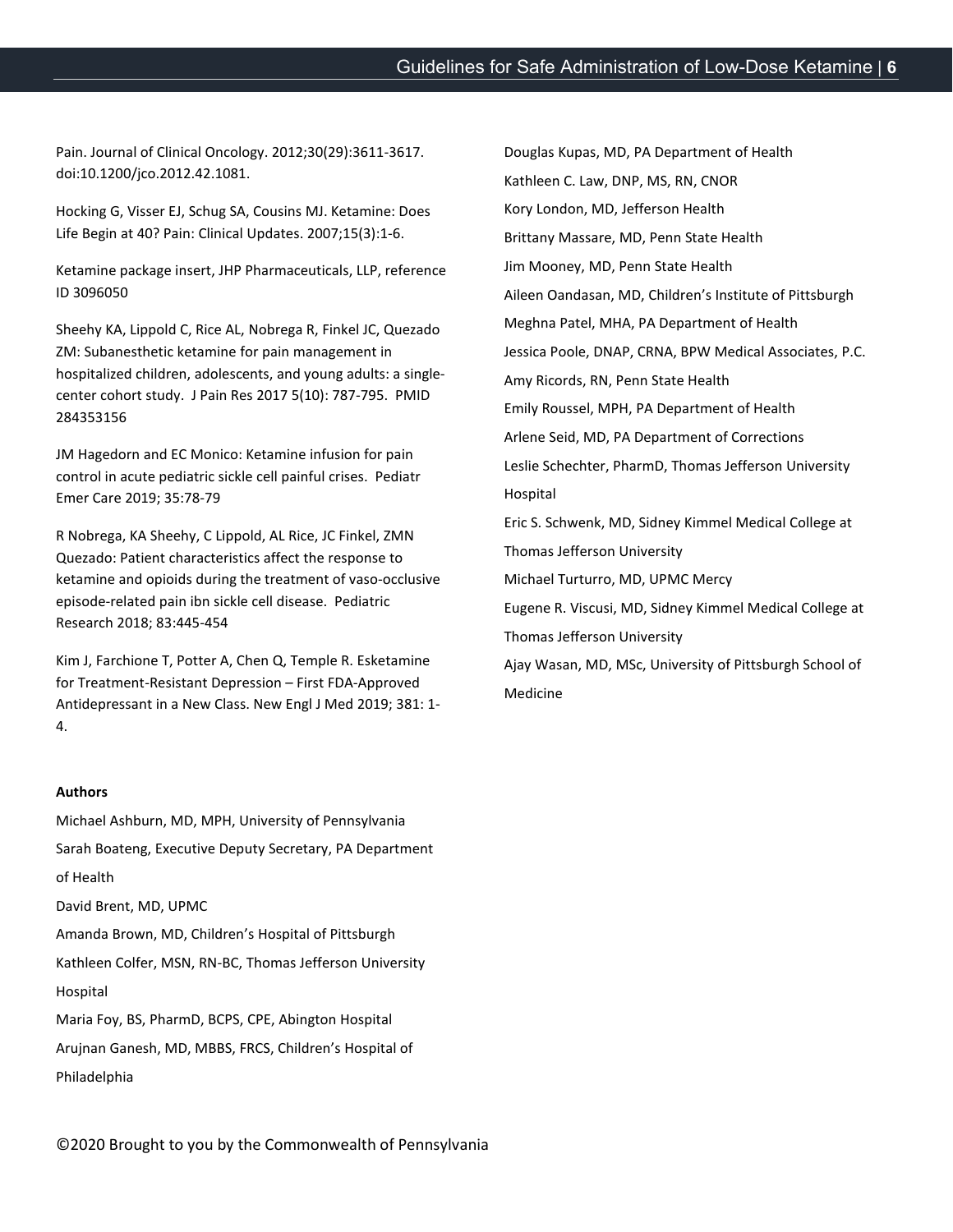Pain. Journal of Clinical Oncology. 2012;30(29):3611-3617. doi:10.1200/jco.2012.42.1081.

Hocking G, Visser EJ, Schug SA, Cousins MJ. Ketamine: Does Life Begin at 40? Pain: Clinical Updates. 2007;15(3):1-6.

Ketamine package insert, JHP Pharmaceuticals, LLP, reference ID 3096050

Sheehy KA, Lippold C, Rice AL, Nobrega R, Finkel JC, Quezado ZM: Subanesthetic ketamine for pain management in hospitalized children, adolescents, and young adults: a single-center cohort study. J Pain Res 2017 5(10): 787-795. PMID 284353156

JM Hagedorn and EC Monico: Ketamine infusion for pain control in acute pediatric sickle cell painful crises. Pediatr Emer Care 2019; 35:78-79

R Nobrega, KA Sheehy, C Lippold, AL Rice, JC Finkel, ZMN Quezado: Patient characteristics affect the response to ketamine and opioids during the treatment of vaso-occlusive episode-related pain ibn sickle cell disease. Pediatric Research 2018; 83:445-454

Kim J, Farchione T, Potter A, Chen Q, Temple R. Esketamine for Treatment-Resistant Depression – First FDA-Approved Antidepressant in a New Class. New Engl J Med 2019; 381: 1-4.

**Authors**

Michael Ashburn, MD, MPH, University of Pennsylvania

Sarah Boateng, Executive Deputy Secretary, PA Department of Health

David Brent, MD, UPMC

Amanda Brown, MD, Children's Hospital of Pittsburgh

Kathleen Colfer, MSN, RN-BC, Thomas Jefferson University Hospital

Maria Foy, BS, PharmD, BCPS, CPE, Abington Hospital

Arujnan Ganesh, MD, MBBS, FRCS, Children's Hospital of Philadelphia

Douglas Kupas, MD, PA Department of Health

Kathleen C. Law, DNP, MS, RN, CNOR

Kory London, MD, Jefferson Health

Brittany Massare, MD, Penn State Health

Jim Mooney, MD, Penn State Health

Aileen Oandasan, MD, Children's Institute of Pittsburgh

Meghna Patel, MHA, PA Department of Health

Jessica Poole, DNAP, CRNA, BPW Medical Associates, P.C.

Amy Ricords, RN, Penn State Health

Emily Roussel, MPH, PA Department of Health

Arlene Seid, MD, PA Department of Corrections

Leslie Schechter, PharmD, Thomas Jefferson University Hospital

Eric S. Schwenk, MD, Sidney Kimmel Medical College at Thomas Jefferson University

Michael Turturro, MD, UPMC Mercy

Eugene R. Viscusi, MD, Sidney Kimmel Medical College at Thomas Jefferson University

Ajay Wasan, MD, MSc, University of Pittsburgh School of Medicine

©2020 Brought to you by the Commonwealth of Pennsylvania